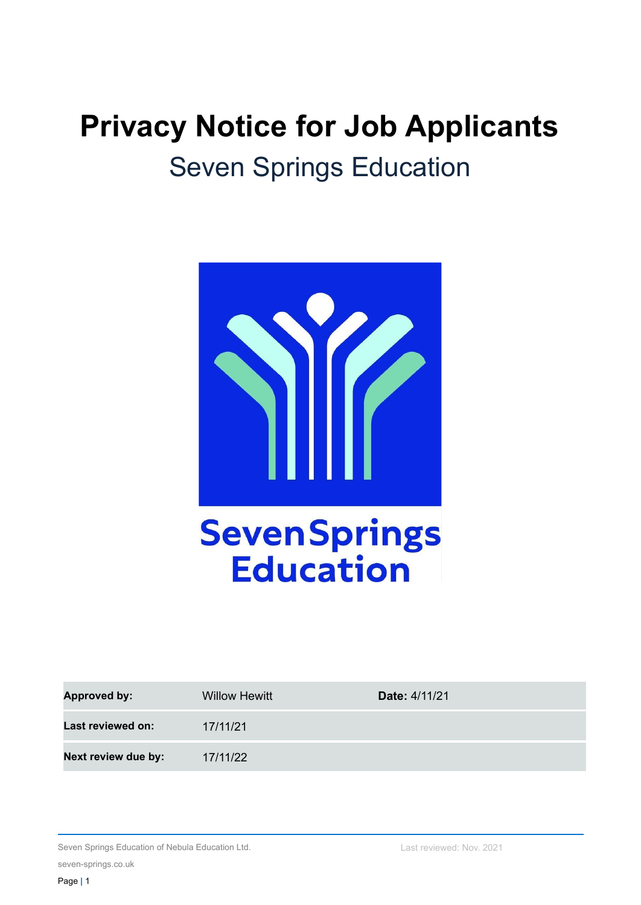# Privacy Notice for Job Applicants

## Seven Springs Education

SevenSprings Education

| **Approved by:** | Willow Hewitt | **Date:** 4/11/21 |
|---|---|---|
| **Last reviewed on:** | 17/11/21 | |
| **Next review due by:** | 17/11/22 | |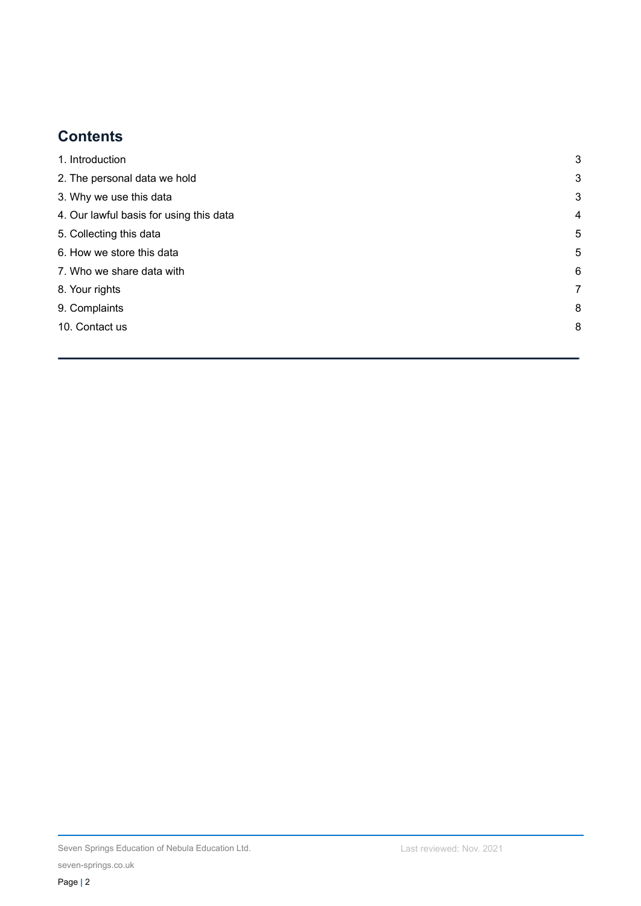## Contents

| | |
|---|---|
| 1. Introduction | 3 |
| 2. The personal data we hold | 3 |
| 3. Why we use this data | 3 |
| 4. Our lawful basis for using this data | 4 |
| 5. Collecting this data | 5 |
| 6. How we store this data | 5 |
| 7. Who we share data with | 6 |
| 8. Your rights | 7 |
| 9. Complaints | 8 |
| 10. Contact us | 8 |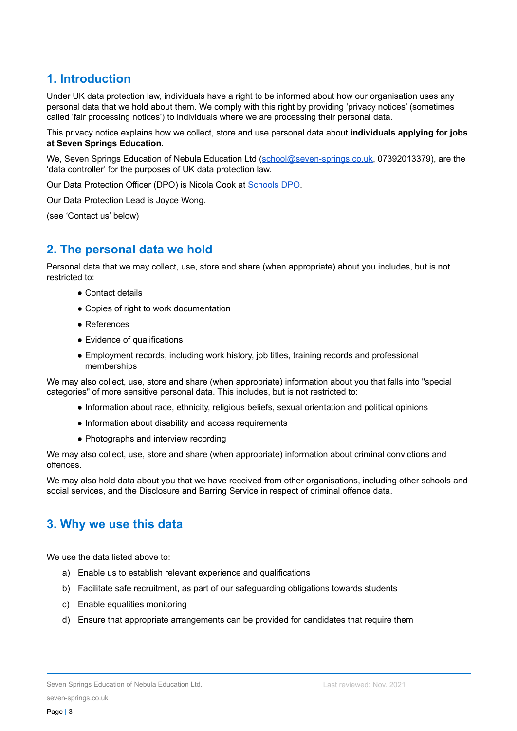## 1. Introduction

Under UK data protection law, individuals have a right to be informed about how our organisation uses any personal data that we hold about them. We comply with this right by providing 'privacy notices' (sometimes called 'fair processing notices') to individuals where we are processing their personal data.

This privacy notice explains how we collect, store and use personal data about **individuals applying for jobs at Seven Springs Education.**

We, Seven Springs Education of Nebula Education Ltd (school@seven-springs.co.uk, 07392013379), are the 'data controller' for the purposes of UK data protection law.

Our Data Protection Officer (DPO) is Nicola Cook at Schools DPO.

Our Data Protection Lead is Joyce Wong.

(see 'Contact us' below)

## 2. The personal data we hold

Personal data that we may collect, use, store and share (when appropriate) about you includes, but is not restricted to:

- Contact details
- Copies of right to work documentation
- References
- Evidence of qualifications
- Employment records, including work history, job titles, training records and professional memberships

We may also collect, use, store and share (when appropriate) information about you that falls into "special categories" of more sensitive personal data. This includes, but is not restricted to:

- Information about race, ethnicity, religious beliefs, sexual orientation and political opinions
- Information about disability and access requirements
- Photographs and interview recording

We may also collect, use, store and share (when appropriate) information about criminal convictions and offences.

We may also hold data about you that we have received from other organisations, including other schools and social services, and the Disclosure and Barring Service in respect of criminal offence data.

## 3. Why we use this data

We use the data listed above to:

a) Enable us to establish relevant experience and qualifications

b) Facilitate safe recruitment, as part of our safeguarding obligations towards students

c) Enable equalities monitoring

d) Ensure that appropriate arrangements can be provided for candidates that require them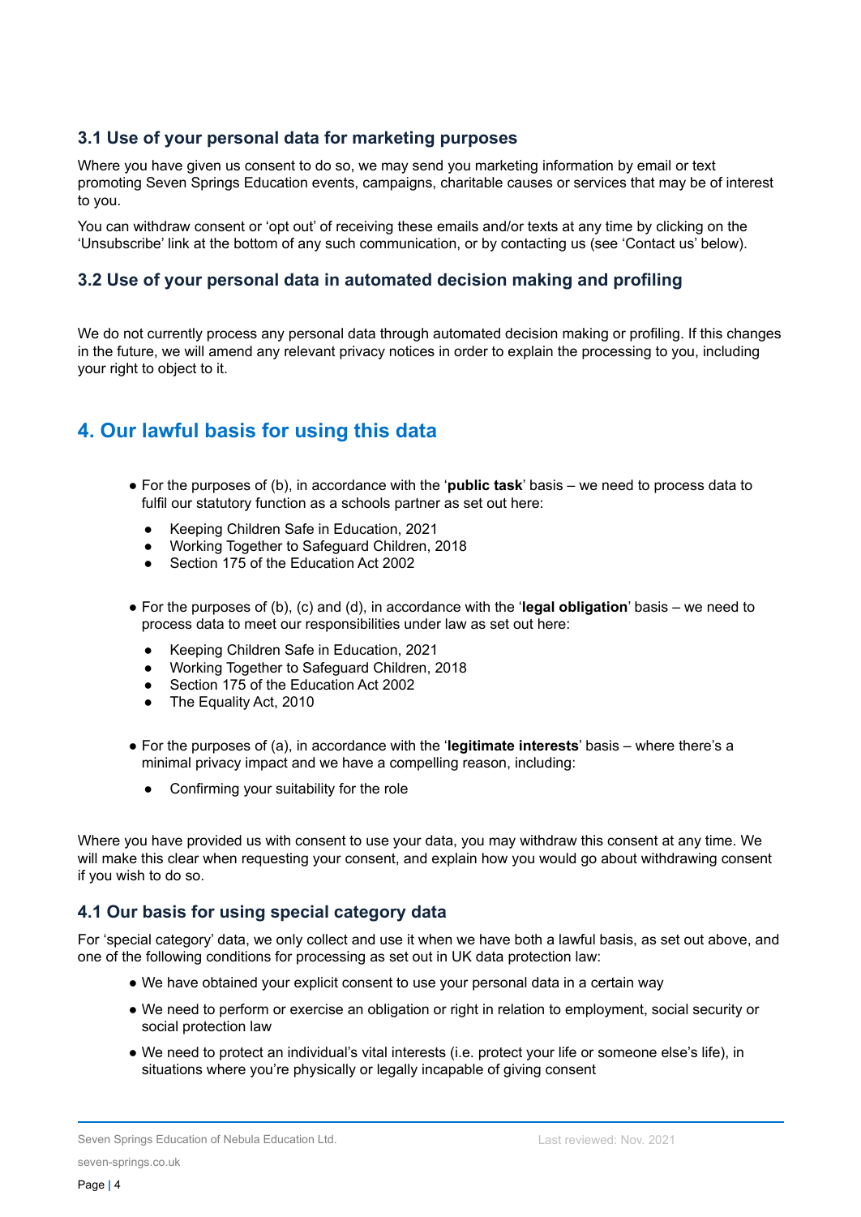### 3.1 Use of your personal data for marketing purposes

Where you have given us consent to do so, we may send you marketing information by email or text promoting Seven Springs Education events, campaigns, charitable causes or services that may be of interest to you.

You can withdraw consent or 'opt out' of receiving these emails and/or texts at any time by clicking on the 'Unsubscribe' link at the bottom of any such communication, or by contacting us (see 'Contact us' below).

### 3.2 Use of your personal data in automated decision making and profiling

We do not currently process any personal data through automated decision making or profiling. If this changes in the future, we will amend any relevant privacy notices in order to explain the processing to you, including your right to object to it.

## 4. Our lawful basis for using this data

- For the purposes of (b), in accordance with the '**public task**' basis – we need to process data to fulfil our statutory function as a schools partner as set out here:
  - Keeping Children Safe in Education, 2021
  - Working Together to Safeguard Children, 2018
  - Section 175 of the Education Act 2002
- For the purposes of (b), (c) and (d), in accordance with the '**legal obligation**' basis – we need to process data to meet our responsibilities under law as set out here:
  - Keeping Children Safe in Education, 2021
  - Working Together to Safeguard Children, 2018
  - Section 175 of the Education Act 2002
  - The Equality Act, 2010
- For the purposes of (a), in accordance with the '**legitimate interests**' basis – where there's a minimal privacy impact and we have a compelling reason, including:
  - Confirming your suitability for the role

Where you have provided us with consent to use your data, you may withdraw this consent at any time. We will make this clear when requesting your consent, and explain how you would go about withdrawing consent if you wish to do so.

### 4.1 Our basis for using special category data

For 'special category' data, we only collect and use it when we have both a lawful basis, as set out above, and one of the following conditions for processing as set out in UK data protection law:

- We have obtained your explicit consent to use your personal data in a certain way
- We need to perform or exercise an obligation or right in relation to employment, social security or social protection law
- We need to protect an individual's vital interests (i.e. protect your life or someone else's life), in situations where you're physically or legally incapable of giving consent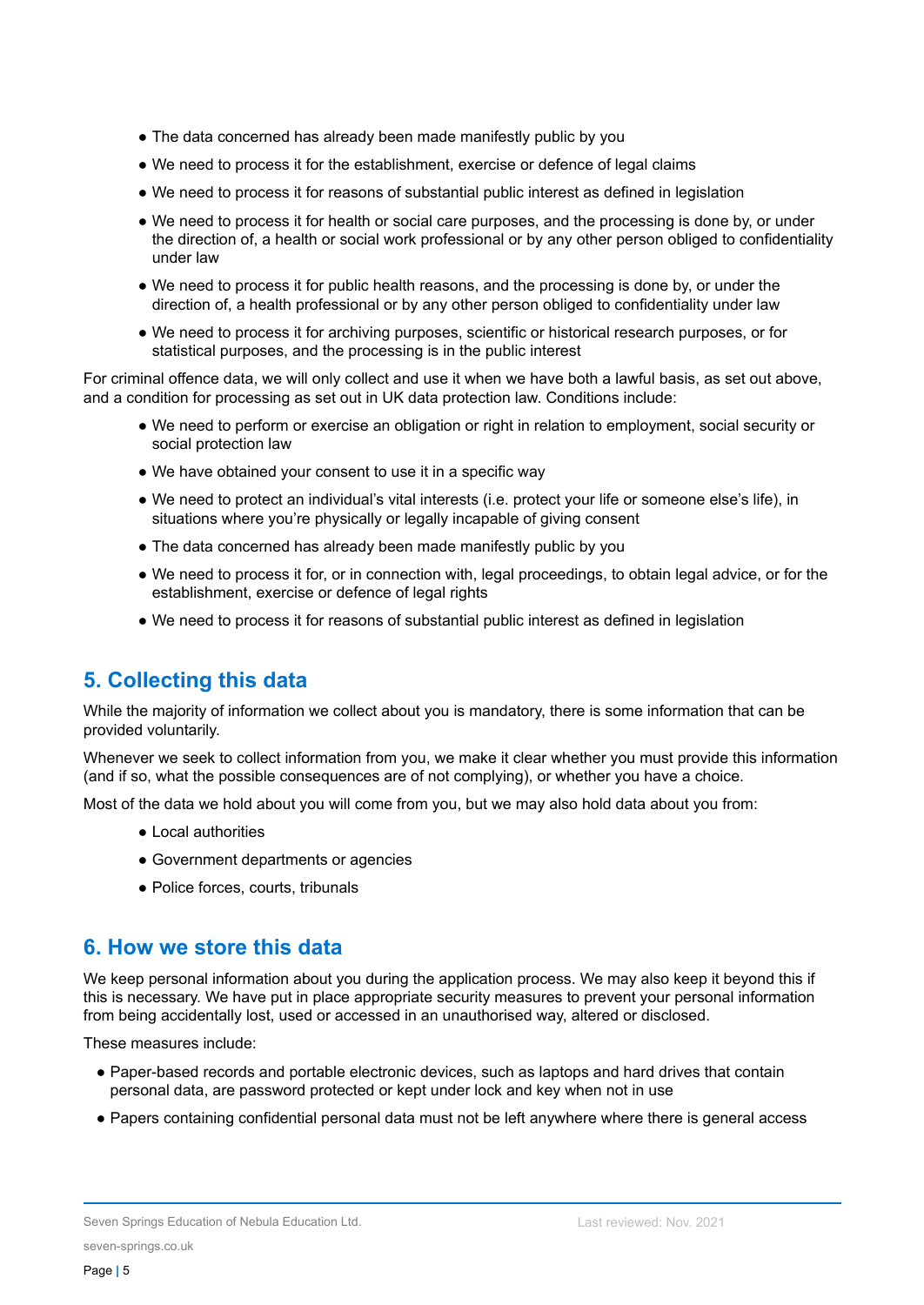- The data concerned has already been made manifestly public by you
- We need to process it for the establishment, exercise or defence of legal claims
- We need to process it for reasons of substantial public interest as defined in legislation
- We need to process it for health or social care purposes, and the processing is done by, or under the direction of, a health or social work professional or by any other person obliged to confidentiality under law
- We need to process it for public health reasons, and the processing is done by, or under the direction of, a health professional or by any other person obliged to confidentiality under law
- We need to process it for archiving purposes, scientific or historical research purposes, or for statistical purposes, and the processing is in the public interest

For criminal offence data, we will only collect and use it when we have both a lawful basis, as set out above, and a condition for processing as set out in UK data protection law. Conditions include:

- We need to perform or exercise an obligation or right in relation to employment, social security or social protection law
- We have obtained your consent to use it in a specific way
- We need to protect an individual's vital interests (i.e. protect your life or someone else's life), in situations where you're physically or legally incapable of giving consent
- The data concerned has already been made manifestly public by you
- We need to process it for, or in connection with, legal proceedings, to obtain legal advice, or for the establishment, exercise or defence of legal rights
- We need to process it for reasons of substantial public interest as defined in legislation

## 5. Collecting this data

While the majority of information we collect about you is mandatory, there is some information that can be provided voluntarily.

Whenever we seek to collect information from you, we make it clear whether you must provide this information (and if so, what the possible consequences are of not complying), or whether you have a choice.

Most of the data we hold about you will come from you, but we may also hold data about you from:

- Local authorities
- Government departments or agencies
- Police forces, courts, tribunals

## 6. How we store this data

We keep personal information about you during the application process. We may also keep it beyond this if this is necessary. We have put in place appropriate security measures to prevent your personal information from being accidentally lost, used or accessed in an unauthorised way, altered or disclosed.

These measures include:

- Paper-based records and portable electronic devices, such as laptops and hard drives that contain personal data, are password protected or kept under lock and key when not in use
- Papers containing confidential personal data must not be left anywhere where there is general access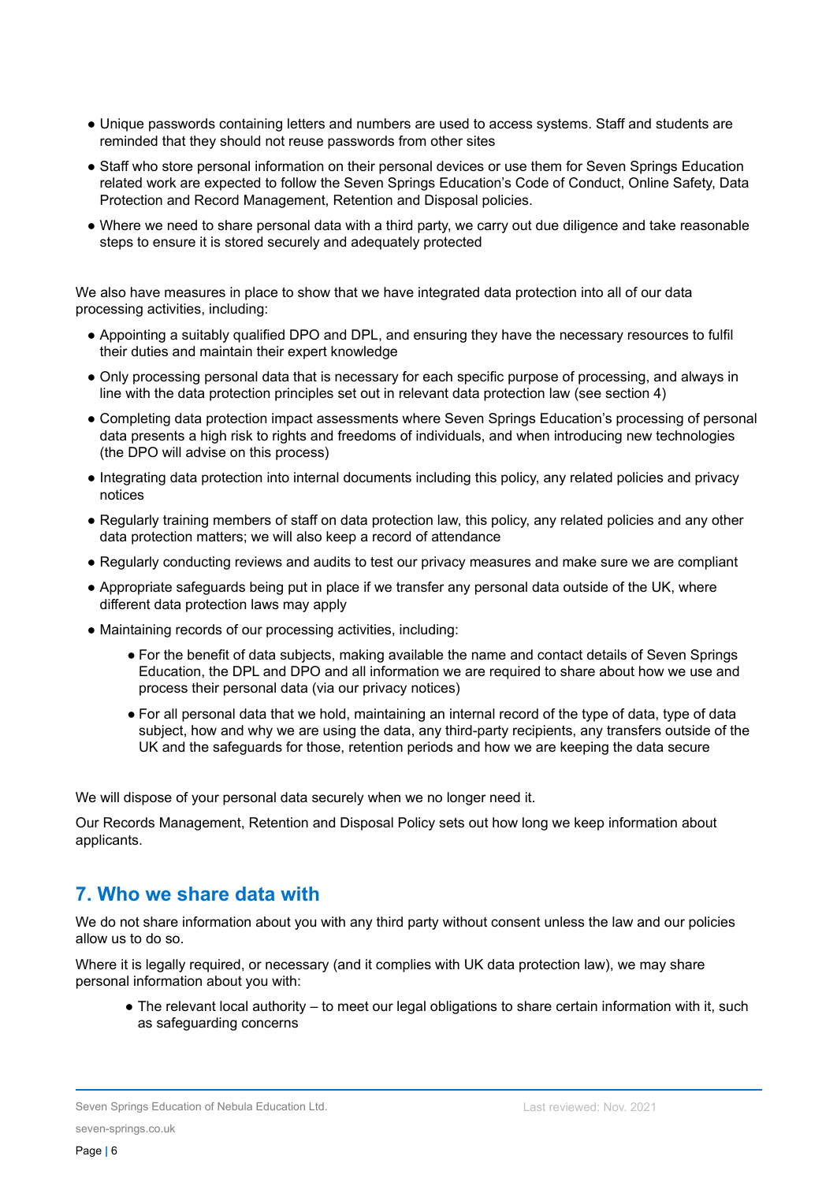- Unique passwords containing letters and numbers are used to access systems. Staff and students are reminded that they should not reuse passwords from other sites
- Staff who store personal information on their personal devices or use them for Seven Springs Education related work are expected to follow the Seven Springs Education's Code of Conduct, Online Safety, Data Protection and Record Management, Retention and Disposal policies.
- Where we need to share personal data with a third party, we carry out due diligence and take reasonable steps to ensure it is stored securely and adequately protected

We also have measures in place to show that we have integrated data protection into all of our data processing activities, including:

- Appointing a suitably qualified DPO and DPL, and ensuring they have the necessary resources to fulfil their duties and maintain their expert knowledge
- Only processing personal data that is necessary for each specific purpose of processing, and always in line with the data protection principles set out in relevant data protection law (see section 4)
- Completing data protection impact assessments where Seven Springs Education's processing of personal data presents a high risk to rights and freedoms of individuals, and when introducing new technologies (the DPO will advise on this process)
- Integrating data protection into internal documents including this policy, any related policies and privacy notices
- Regularly training members of staff on data protection law, this policy, any related policies and any other data protection matters; we will also keep a record of attendance
- Regularly conducting reviews and audits to test our privacy measures and make sure we are compliant
- Appropriate safeguards being put in place if we transfer any personal data outside of the UK, where different data protection laws may apply
- Maintaining records of our processing activities, including:
    - For the benefit of data subjects, making available the name and contact details of Seven Springs Education, the DPL and DPO and all information we are required to share about how we use and process their personal data (via our privacy notices)
    - For all personal data that we hold, maintaining an internal record of the type of data, type of data subject, how and why we are using the data, any third-party recipients, any transfers outside of the UK and the safeguards for those, retention periods and how we are keeping the data secure

We will dispose of your personal data securely when we no longer need it.

Our Records Management, Retention and Disposal Policy sets out how long we keep information about applicants.

## 7. Who we share data with

We do not share information about you with any third party without consent unless the law and our policies allow us to do so.

Where it is legally required, or necessary (and it complies with UK data protection law), we may share personal information about you with:

- The relevant local authority – to meet our legal obligations to share certain information with it, such as safeguarding concerns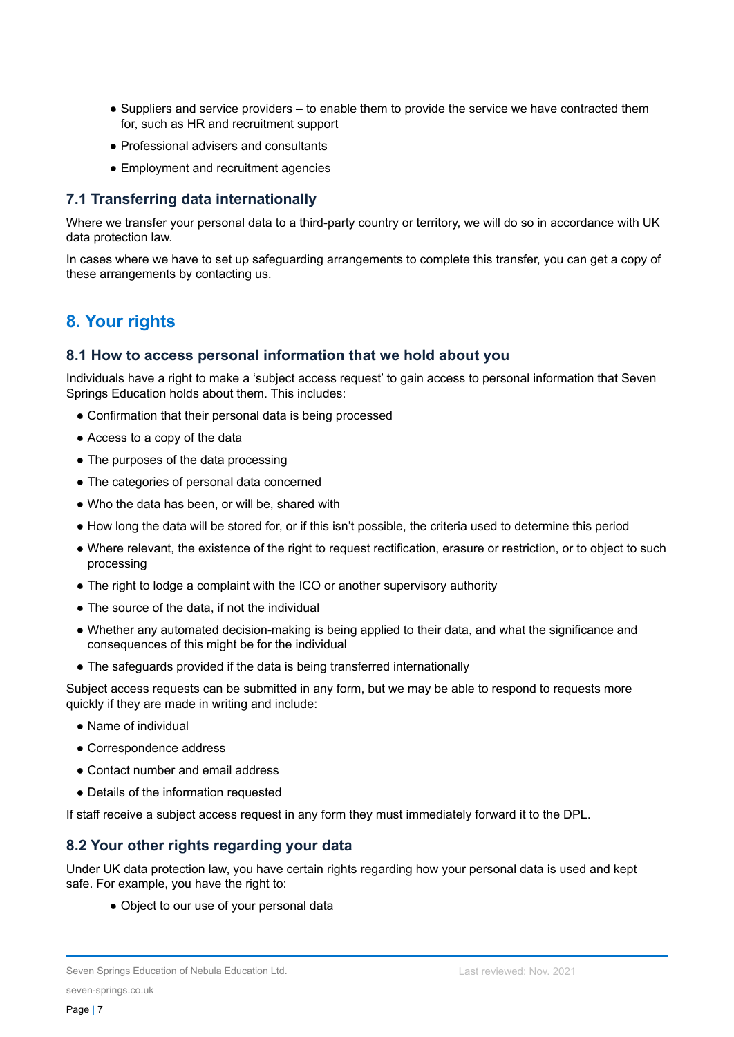- Suppliers and service providers – to enable them to provide the service we have contracted them for, such as HR and recruitment support
- Professional advisers and consultants
- Employment and recruitment agencies

### 7.1 Transferring data internationally

Where we transfer your personal data to a third-party country or territory, we will do so in accordance with UK data protection law.

In cases where we have to set up safeguarding arrangements to complete this transfer, you can get a copy of these arrangements by contacting us.

## 8. Your rights

### 8.1 How to access personal information that we hold about you

Individuals have a right to make a 'subject access request' to gain access to personal information that Seven Springs Education holds about them. This includes:

- Confirmation that their personal data is being processed
- Access to a copy of the data
- The purposes of the data processing
- The categories of personal data concerned
- Who the data has been, or will be, shared with
- How long the data will be stored for, or if this isn't possible, the criteria used to determine this period
- Where relevant, the existence of the right to request rectification, erasure or restriction, or to object to such processing
- The right to lodge a complaint with the ICO or another supervisory authority
- The source of the data, if not the individual
- Whether any automated decision-making is being applied to their data, and what the significance and consequences of this might be for the individual
- The safeguards provided if the data is being transferred internationally

Subject access requests can be submitted in any form, but we may be able to respond to requests more quickly if they are made in writing and include:

- Name of individual
- Correspondence address
- Contact number and email address
- Details of the information requested

If staff receive a subject access request in any form they must immediately forward it to the DPL.

### 8.2 Your other rights regarding your data

Under UK data protection law, you have certain rights regarding how your personal data is used and kept safe. For example, you have the right to:

- Object to our use of your personal data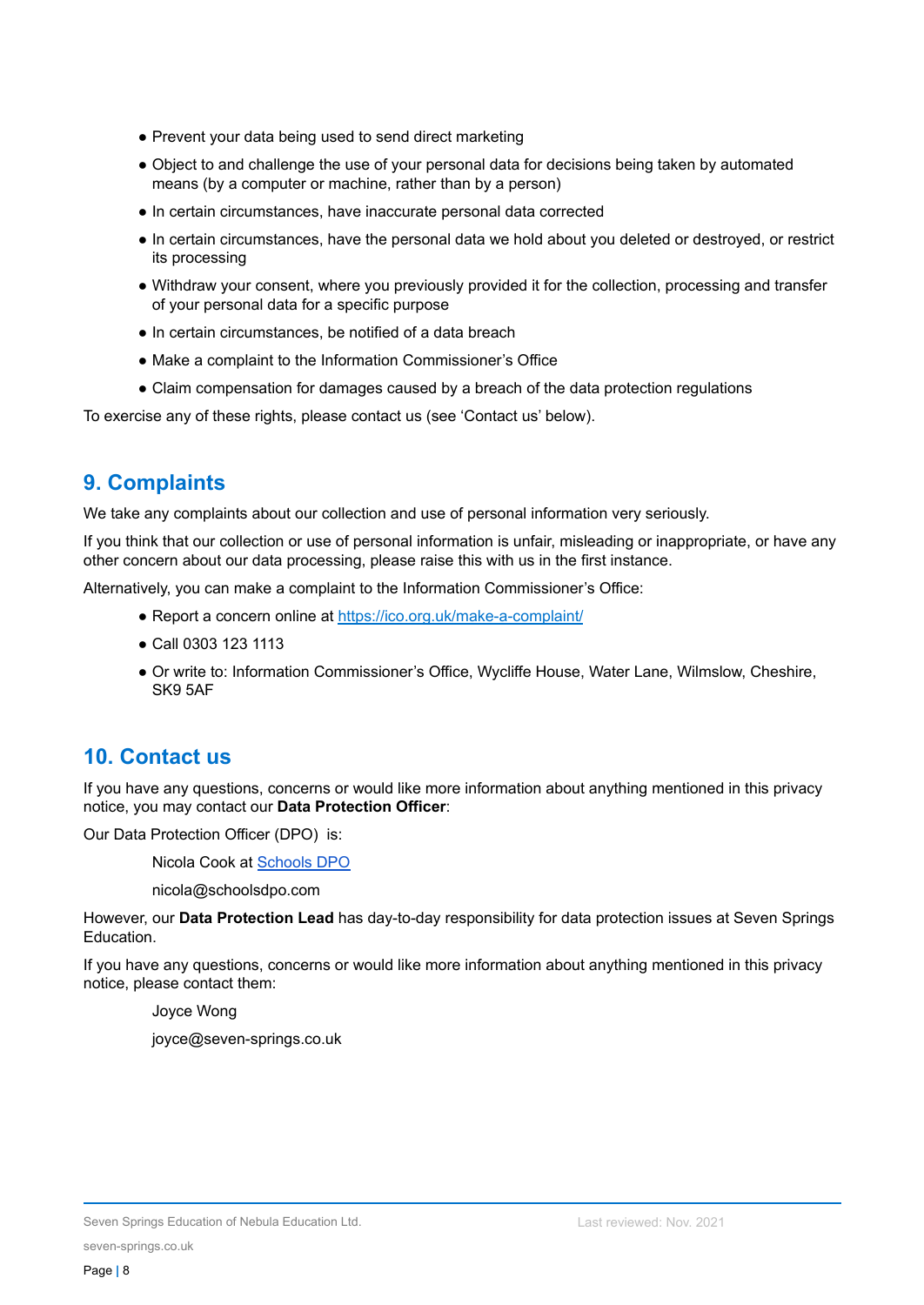- Prevent your data being used to send direct marketing
- Object to and challenge the use of your personal data for decisions being taken by automated means (by a computer or machine, rather than by a person)
- In certain circumstances, have inaccurate personal data corrected
- In certain circumstances, have the personal data we hold about you deleted or destroyed, or restrict its processing
- Withdraw your consent, where you previously provided it for the collection, processing and transfer of your personal data for a specific purpose
- In certain circumstances, be notified of a data breach
- Make a complaint to the Information Commissioner's Office
- Claim compensation for damages caused by a breach of the data protection regulations

To exercise any of these rights, please contact us (see 'Contact us' below).

## 9. Complaints

We take any complaints about our collection and use of personal information very seriously.

If you think that our collection or use of personal information is unfair, misleading or inappropriate, or have any other concern about our data processing, please raise this with us in the first instance.

Alternatively, you can make a complaint to the Information Commissioner's Office:

- Report a concern online at [https://ico.org.uk/make-a-complaint/](https://ico.org.uk/make-a-complaint/)
- Call 0303 123 1113
- Or write to: Information Commissioner's Office, Wycliffe House, Water Lane, Wilmslow, Cheshire, SK9 5AF

## 10. Contact us

If you have any questions, concerns or would like more information about anything mentioned in this privacy notice, you may contact our **Data Protection Officer**:

Our Data Protection Officer (DPO) is:

Nicola Cook at Schools DPO

nicola@schoolsdpo.com

However, our **Data Protection Lead** has day-to-day responsibility for data protection issues at Seven Springs Education.

If you have any questions, concerns or would like more information about anything mentioned in this privacy notice, please contact them:

Joyce Wong

joyce@seven-springs.co.uk